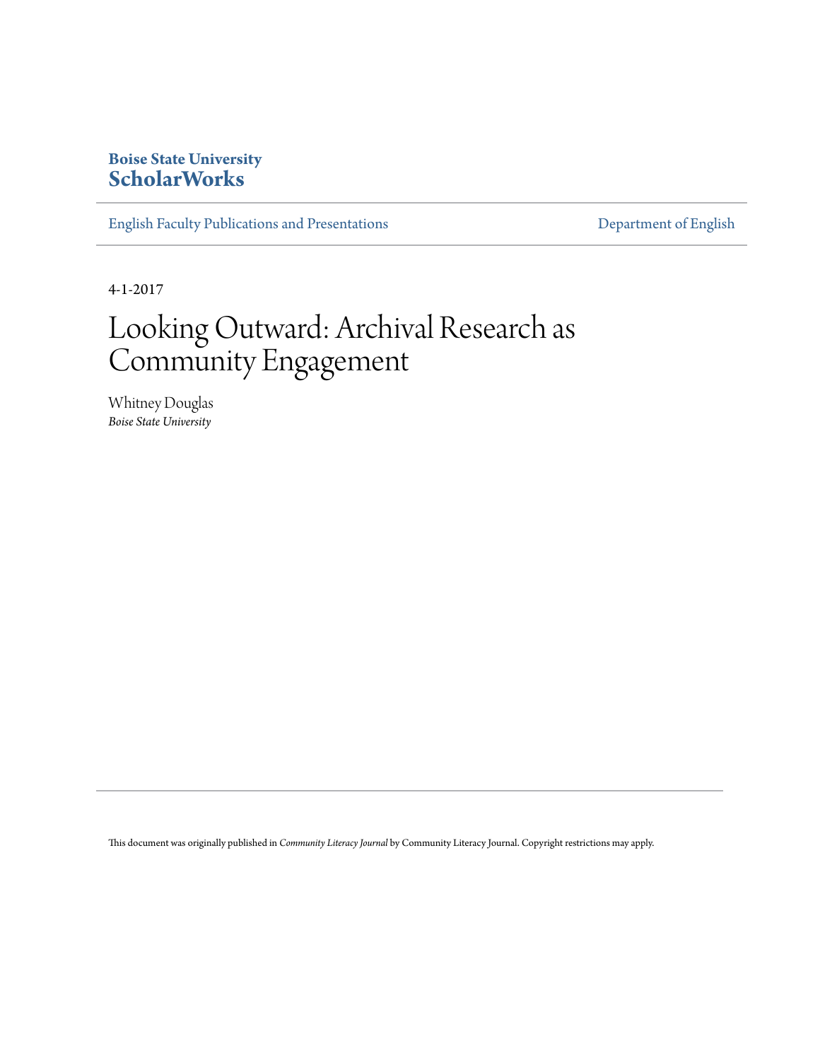**Boise State University**
**ScholarWorks**

English Faculty Publications and Presentations | Department of English

4-1-2017

# Looking Outward: Archival Research as Community Engagement

Whitney Douglas
*Boise State University*

This document was originally published in *Community Literacy Journal* by Community Literacy Journal. Copyright restrictions may apply.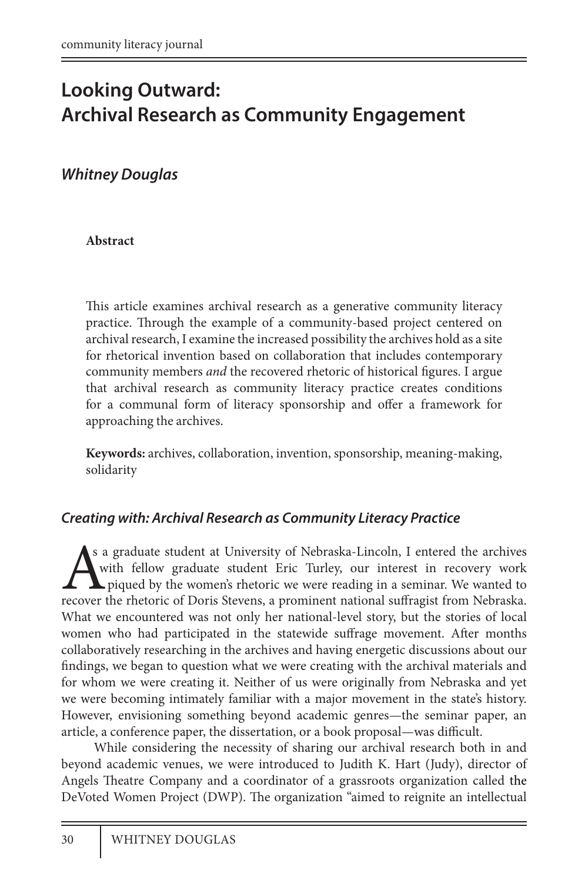# Looking Outward: Archival Research as Community Engagement

***Whitney Douglas***

**Abstract**

This article examines archival research as a generative community literacy practice. Through the example of a community-based project centered on archival research, I examine the increased possibility the archives hold as a site for rhetorical invention based on collaboration that includes contemporary community members *and* the recovered rhetoric of historical figures. I argue that archival research as community literacy practice creates conditions for a communal form of literacy sponsorship and offer a framework for approaching the archives.

**Keywords:** archives, collaboration, invention, sponsorship, meaning-making, solidarity

### *Creating with: Archival Research as Community Literacy Practice*

As a graduate student at University of Nebraska-Lincoln, I entered the archives with fellow graduate student Eric Turley, our interest in recovery work piqued by the women's rhetoric we were reading in a seminar. We wanted to recover the rhetoric of Doris Stevens, a prominent national suffragist from Nebraska. What we encountered was not only her national-level story, but the stories of local women who had participated in the statewide suffrage movement. After months collaboratively researching in the archives and having energetic discussions about our findings, we began to question what we were creating with the archival materials and for whom we were creating it. Neither of us were originally from Nebraska and yet we were becoming intimately familiar with a major movement in the state's history. However, envisioning something beyond academic genres—the seminar paper, an article, a conference paper, the dissertation, or a book proposal—was difficult.

While considering the necessity of sharing our archival research both in and beyond academic venues, we were introduced to Judith K. Hart (Judy), director of Angels Theatre Company and a coordinator of a grassroots organization called the DeVoted Women Project (DWP). The organization "aimed to reignite an intellectual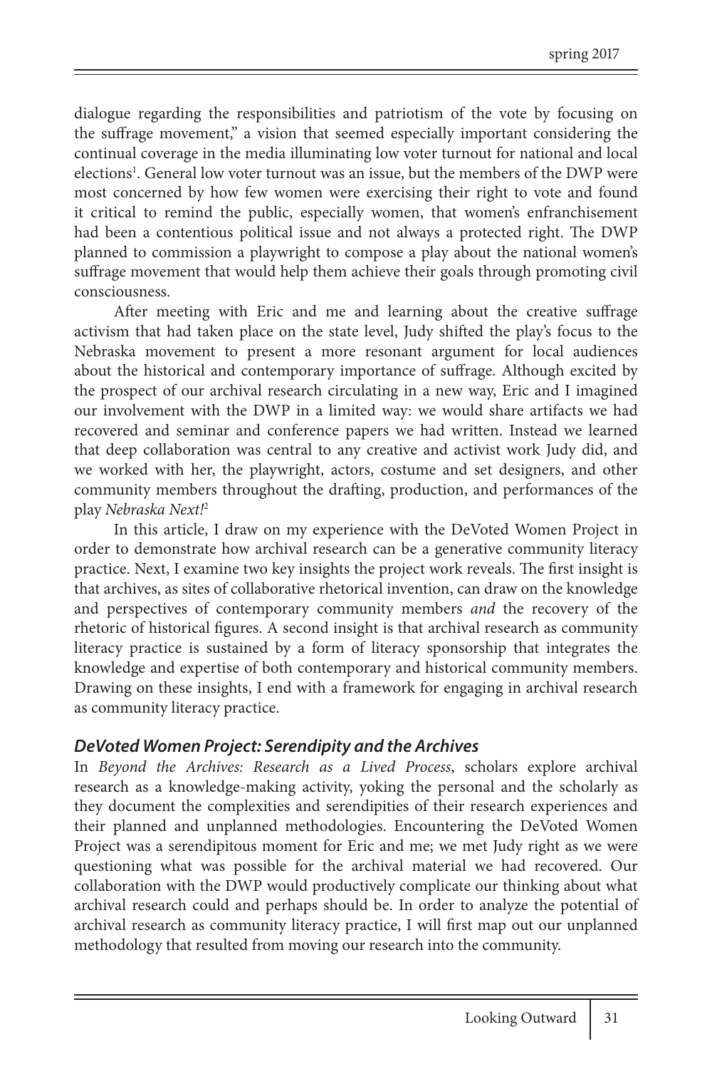dialogue regarding the responsibilities and patriotism of the vote by focusing on the suffrage movement," a vision that seemed especially important considering the continual coverage in the media illuminating low voter turnout for national and local elections[1]. General low voter turnout was an issue, but the members of the DWP were most concerned by how few women were exercising their right to vote and found it critical to remind the public, especially women, that women's enfranchisement had been a contentious political issue and not always a protected right. The DWP planned to commission a playwright to compose a play about the national women's suffrage movement that would help them achieve their goals through promoting civil consciousness.

After meeting with Eric and me and learning about the creative suffrage activism that had taken place on the state level, Judy shifted the play's focus to the Nebraska movement to present a more resonant argument for local audiences about the historical and contemporary importance of suffrage. Although excited by the prospect of our archival research circulating in a new way, Eric and I imagined our involvement with the DWP in a limited way: we would share artifacts we had recovered and seminar and conference papers we had written. Instead we learned that deep collaboration was central to any creative and activist work Judy did, and we worked with her, the playwright, actors, costume and set designers, and other community members throughout the drafting, production, and performances of the play *Nebraska Next!*[2]

In this article, I draw on my experience with the DeVoted Women Project in order to demonstrate how archival research can be a generative community literacy practice. Next, I examine two key insights the project work reveals. The first insight is that archives, as sites of collaborative rhetorical invention, can draw on the knowledge and perspectives of contemporary community members *and* the recovery of the rhetoric of historical figures. A second insight is that archival research as community literacy practice is sustained by a form of literacy sponsorship that integrates the knowledge and expertise of both contemporary and historical community members. Drawing on these insights, I end with a framework for engaging in archival research as community literacy practice.

## *DeVoted Women Project: Serendipity and the Archives*

In *Beyond the Archives: Research as a Lived Process*, scholars explore archival research as a knowledge-making activity, yoking the personal and the scholarly as they document the complexities and serendipities of their research experiences and their planned and unplanned methodologies. Encountering the DeVoted Women Project was a serendipitous moment for Eric and me; we met Judy right as we were questioning what was possible for the archival material we had recovered. Our collaboration with the DWP would productively complicate our thinking about what archival research could and perhaps should be. In order to analyze the potential of archival research as community literacy practice, I will first map out our unplanned methodology that resulted from moving our research into the community.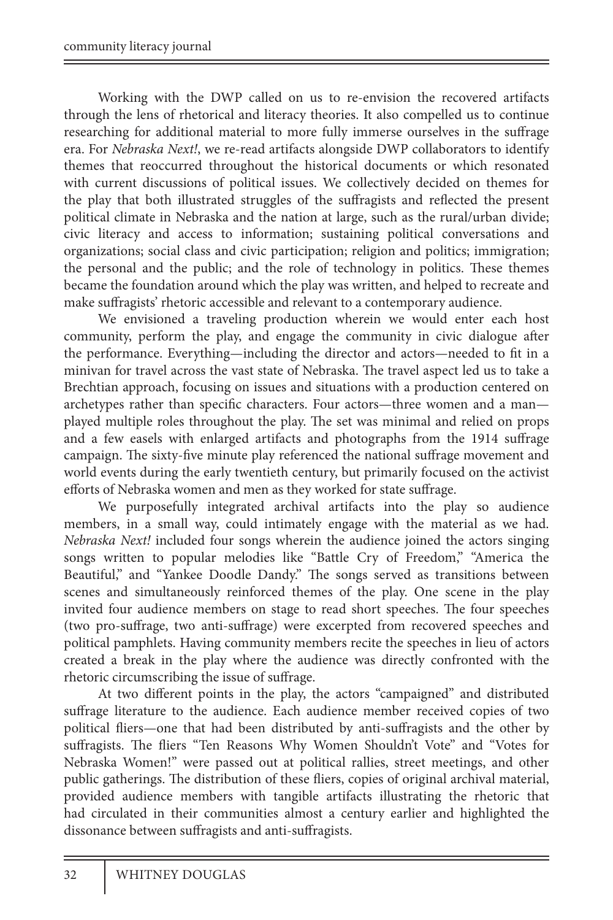Working with the DWP called on us to re-envision the recovered artifacts through the lens of rhetorical and literacy theories. It also compelled us to continue researching for additional material to more fully immerse ourselves in the suffrage era. For *Nebraska Next!*, we re-read artifacts alongside DWP collaborators to identify themes that reoccurred throughout the historical documents or which resonated with current discussions of political issues. We collectively decided on themes for the play that both illustrated struggles of the suffragists and reflected the present political climate in Nebraska and the nation at large, such as the rural/urban divide; civic literacy and access to information; sustaining political conversations and organizations; social class and civic participation; religion and politics; immigration; the personal and the public; and the role of technology in politics. These themes became the foundation around which the play was written, and helped to recreate and make suffragists' rhetoric accessible and relevant to a contemporary audience.

We envisioned a traveling production wherein we would enter each host community, perform the play, and engage the community in civic dialogue after the performance. Everything—including the director and actors—needed to fit in a minivan for travel across the vast state of Nebraska. The travel aspect led us to take a Brechtian approach, focusing on issues and situations with a production centered on archetypes rather than specific characters. Four actors—three women and a man—played multiple roles throughout the play. The set was minimal and relied on props and a few easels with enlarged artifacts and photographs from the 1914 suffrage campaign. The sixty-five minute play referenced the national suffrage movement and world events during the early twentieth century, but primarily focused on the activist efforts of Nebraska women and men as they worked for state suffrage.

We purposefully integrated archival artifacts into the play so audience members, in a small way, could intimately engage with the material as we had. *Nebraska Next!* included four songs wherein the audience joined the actors singing songs written to popular melodies like "Battle Cry of Freedom," "America the Beautiful," and "Yankee Doodle Dandy." The songs served as transitions between scenes and simultaneously reinforced themes of the play. One scene in the play invited four audience members on stage to read short speeches. The four speeches (two pro-suffrage, two anti-suffrage) were excerpted from recovered speeches and political pamphlets. Having community members recite the speeches in lieu of actors created a break in the play where the audience was directly confronted with the rhetoric circumscribing the issue of suffrage.

At two different points in the play, the actors "campaigned" and distributed suffrage literature to the audience. Each audience member received copies of two political fliers—one that had been distributed by anti-suffragists and the other by suffragists. The fliers "Ten Reasons Why Women Shouldn't Vote" and "Votes for Nebraska Women!" were passed out at political rallies, street meetings, and other public gatherings. The distribution of these fliers, copies of original archival material, provided audience members with tangible artifacts illustrating the rhetoric that had circulated in their communities almost a century earlier and highlighted the dissonance between suffragists and anti-suffragists.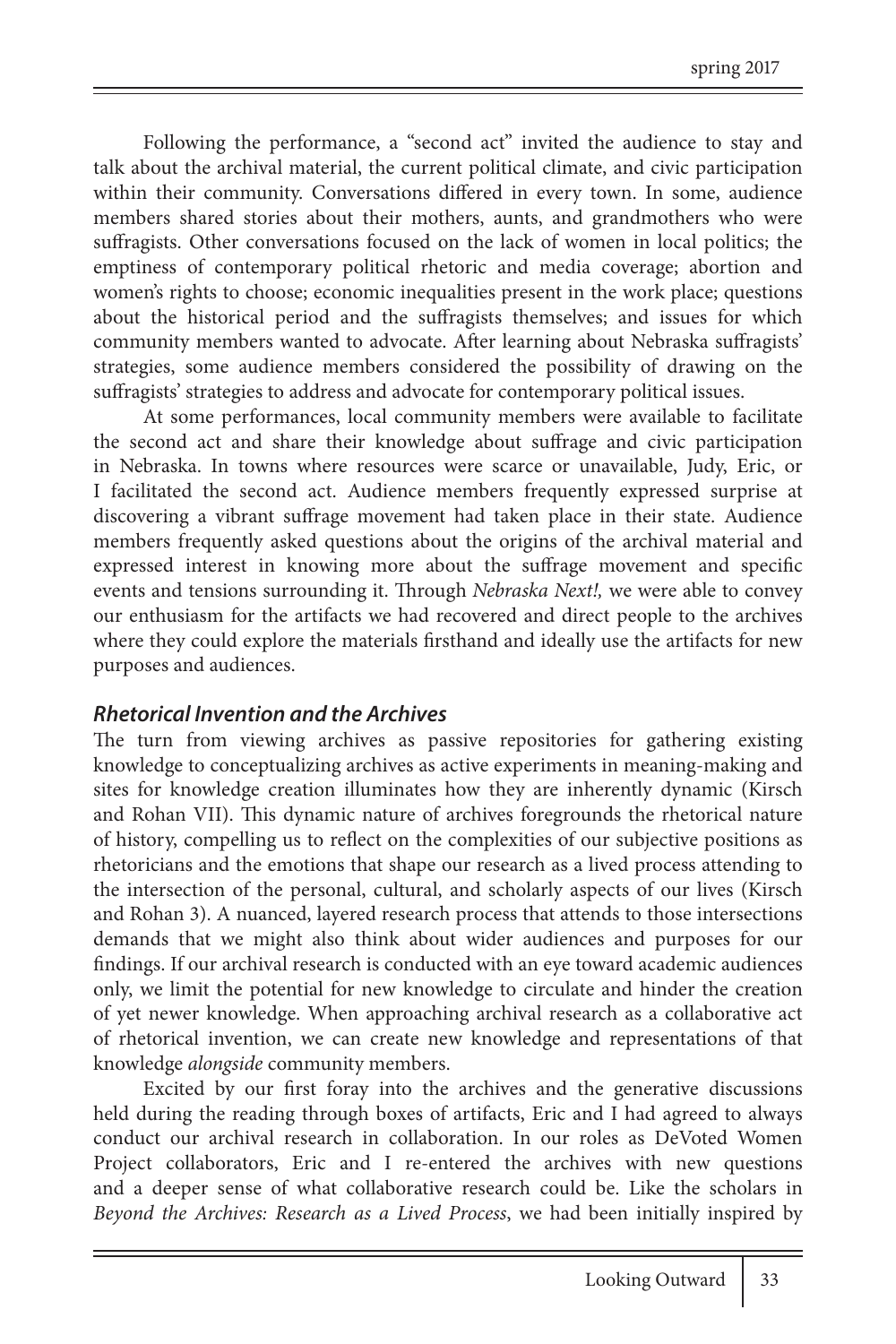Following the performance, a "second act" invited the audience to stay and talk about the archival material, the current political climate, and civic participation within their community. Conversations differed in every town. In some, audience members shared stories about their mothers, aunts, and grandmothers who were suffragists. Other conversations focused on the lack of women in local politics; the emptiness of contemporary political rhetoric and media coverage; abortion and women's rights to choose; economic inequalities present in the work place; questions about the historical period and the suffragists themselves; and issues for which community members wanted to advocate. After learning about Nebraska suffragists' strategies, some audience members considered the possibility of drawing on the suffragists' strategies to address and advocate for contemporary political issues.

At some performances, local community members were available to facilitate the second act and share their knowledge about suffrage and civic participation in Nebraska. In towns where resources were scarce or unavailable, Judy, Eric, or I facilitated the second act. Audience members frequently expressed surprise at discovering a vibrant suffrage movement had taken place in their state. Audience members frequently asked questions about the origins of the archival material and expressed interest in knowing more about the suffrage movement and specific events and tensions surrounding it. Through *Nebraska Next!,* we were able to convey our enthusiasm for the artifacts we had recovered and direct people to the archives where they could explore the materials firsthand and ideally use the artifacts for new purposes and audiences.

### *Rhetorical Invention and the Archives*

The turn from viewing archives as passive repositories for gathering existing knowledge to conceptualizing archives as active experiments in meaning-making and sites for knowledge creation illuminates how they are inherently dynamic (Kirsch and Rohan VII). This dynamic nature of archives foregrounds the rhetorical nature of history, compelling us to reflect on the complexities of our subjective positions as rhetoricians and the emotions that shape our research as a lived process attending to the intersection of the personal, cultural, and scholarly aspects of our lives (Kirsch and Rohan 3). A nuanced, layered research process that attends to those intersections demands that we might also think about wider audiences and purposes for our findings. If our archival research is conducted with an eye toward academic audiences only, we limit the potential for new knowledge to circulate and hinder the creation of yet newer knowledge. When approaching archival research as a collaborative act of rhetorical invention, we can create new knowledge and representations of that knowledge *alongside* community members.

Excited by our first foray into the archives and the generative discussions held during the reading through boxes of artifacts, Eric and I had agreed to always conduct our archival research in collaboration. In our roles as DeVoted Women Project collaborators, Eric and I re-entered the archives with new questions and a deeper sense of what collaborative research could be. Like the scholars in *Beyond the Archives: Research as a Lived Process*, we had been initially inspired by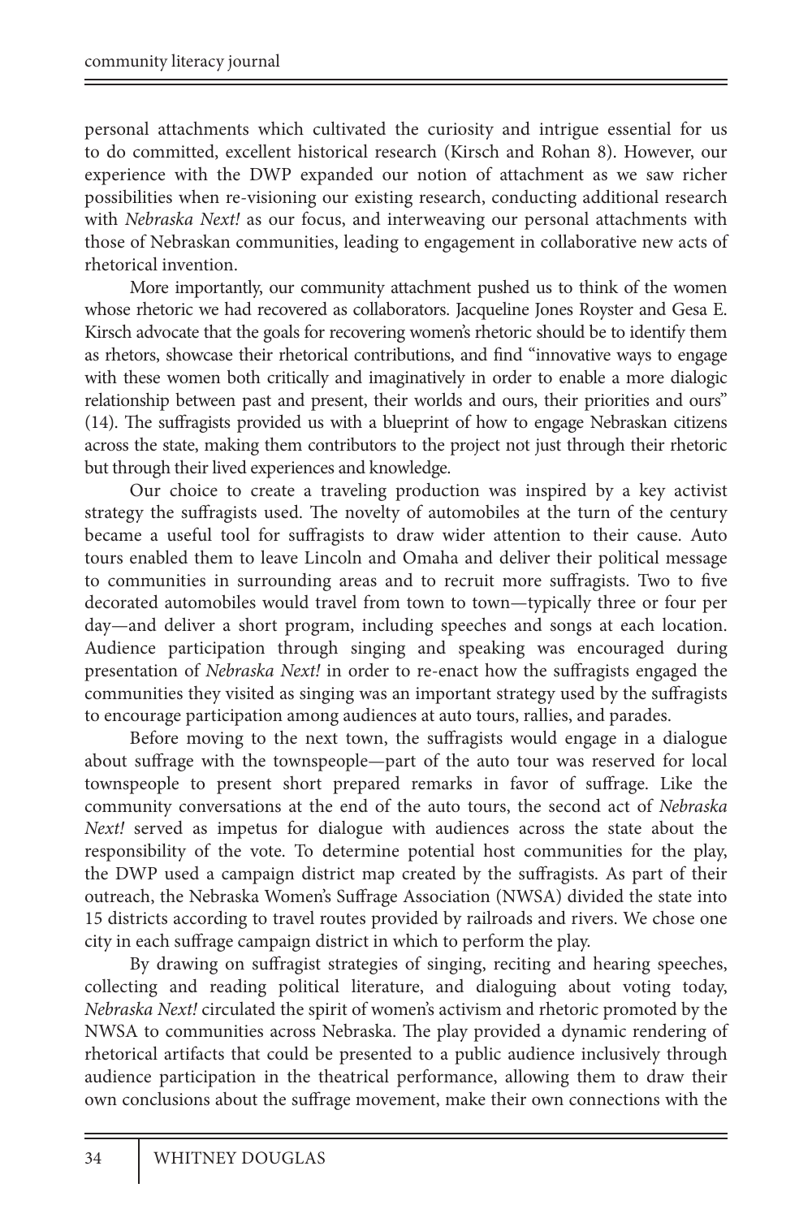personal attachments which cultivated the curiosity and intrigue essential for us to do committed, excellent historical research (Kirsch and Rohan 8). However, our experience with the DWP expanded our notion of attachment as we saw richer possibilities when re-visioning our existing research, conducting additional research with *Nebraska Next!* as our focus, and interweaving our personal attachments with those of Nebraskan communities, leading to engagement in collaborative new acts of rhetorical invention.

More importantly, our community attachment pushed us to think of the women whose rhetoric we had recovered as collaborators. Jacqueline Jones Royster and Gesa E. Kirsch advocate that the goals for recovering women's rhetoric should be to identify them as rhetors, showcase their rhetorical contributions, and find "innovative ways to engage with these women both critically and imaginatively in order to enable a more dialogic relationship between past and present, their worlds and ours, their priorities and ours" (14). The suffragists provided us with a blueprint of how to engage Nebraskan citizens across the state, making them contributors to the project not just through their rhetoric but through their lived experiences and knowledge.

Our choice to create a traveling production was inspired by a key activist strategy the suffragists used. The novelty of automobiles at the turn of the century became a useful tool for suffragists to draw wider attention to their cause. Auto tours enabled them to leave Lincoln and Omaha and deliver their political message to communities in surrounding areas and to recruit more suffragists. Two to five decorated automobiles would travel from town to town—typically three or four per day—and deliver a short program, including speeches and songs at each location. Audience participation through singing and speaking was encouraged during presentation of *Nebraska Next!* in order to re-enact how the suffragists engaged the communities they visited as singing was an important strategy used by the suffragists to encourage participation among audiences at auto tours, rallies, and parades.

Before moving to the next town, the suffragists would engage in a dialogue about suffrage with the townspeople—part of the auto tour was reserved for local townspeople to present short prepared remarks in favor of suffrage. Like the community conversations at the end of the auto tours, the second act of *Nebraska Next!* served as impetus for dialogue with audiences across the state about the responsibility of the vote. To determine potential host communities for the play, the DWP used a campaign district map created by the suffragists. As part of their outreach, the Nebraska Women's Suffrage Association (NWSA) divided the state into 15 districts according to travel routes provided by railroads and rivers. We chose one city in each suffrage campaign district in which to perform the play.

By drawing on suffragist strategies of singing, reciting and hearing speeches, collecting and reading political literature, and dialoguing about voting today, *Nebraska Next!* circulated the spirit of women's activism and rhetoric promoted by the NWSA to communities across Nebraska. The play provided a dynamic rendering of rhetorical artifacts that could be presented to a public audience inclusively through audience participation in the theatrical performance, allowing them to draw their own conclusions about the suffrage movement, make their own connections with the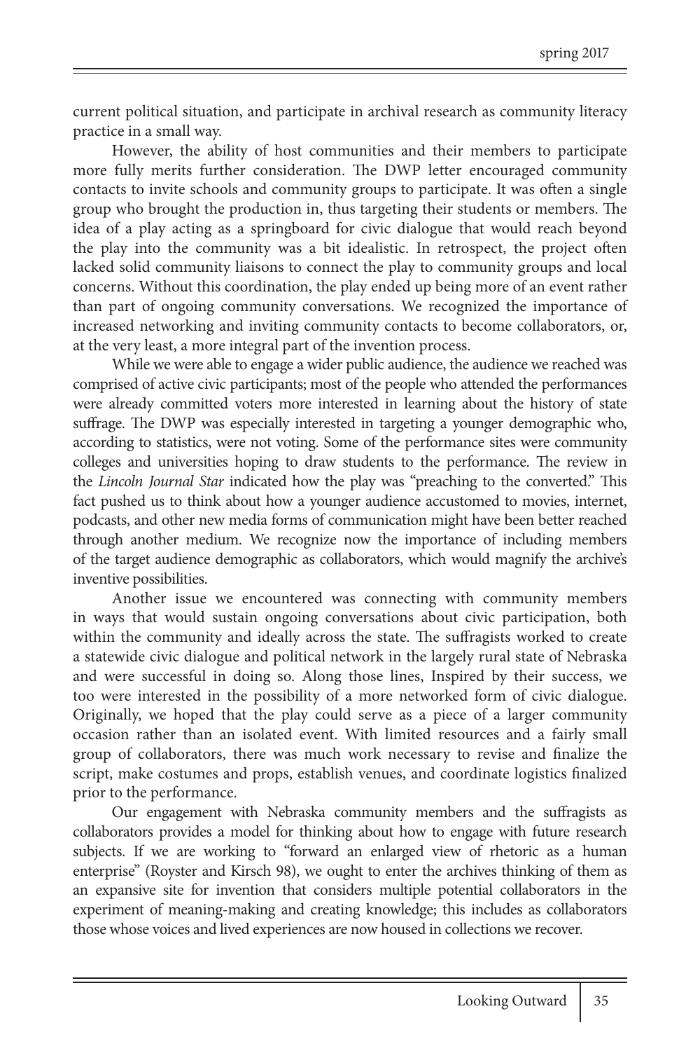current political situation, and participate in archival research as community literacy practice in a small way.

However, the ability of host communities and their members to participate more fully merits further consideration. The DWP letter encouraged community contacts to invite schools and community groups to participate. It was often a single group who brought the production in, thus targeting their students or members. The idea of a play acting as a springboard for civic dialogue that would reach beyond the play into the community was a bit idealistic. In retrospect, the project often lacked solid community liaisons to connect the play to community groups and local concerns. Without this coordination, the play ended up being more of an event rather than part of ongoing community conversations. We recognized the importance of increased networking and inviting community contacts to become collaborators, or, at the very least, a more integral part of the invention process.

While we were able to engage a wider public audience, the audience we reached was comprised of active civic participants; most of the people who attended the performances were already committed voters more interested in learning about the history of state suffrage. The DWP was especially interested in targeting a younger demographic who, according to statistics, were not voting. Some of the performance sites were community colleges and universities hoping to draw students to the performance. The review in the *Lincoln Journal Star* indicated how the play was "preaching to the converted." This fact pushed us to think about how a younger audience accustomed to movies, internet, podcasts, and other new media forms of communication might have been better reached through another medium. We recognize now the importance of including members of the target audience demographic as collaborators, which would magnify the archive's inventive possibilities.

Another issue we encountered was connecting with community members in ways that would sustain ongoing conversations about civic participation, both within the community and ideally across the state. The suffragists worked to create a statewide civic dialogue and political network in the largely rural state of Nebraska and were successful in doing so. Along those lines, Inspired by their success, we too were interested in the possibility of a more networked form of civic dialogue. Originally, we hoped that the play could serve as a piece of a larger community occasion rather than an isolated event. With limited resources and a fairly small group of collaborators, there was much work necessary to revise and finalize the script, make costumes and props, establish venues, and coordinate logistics finalized prior to the performance.

Our engagement with Nebraska community members and the suffragists as collaborators provides a model for thinking about how to engage with future research subjects. If we are working to "forward an enlarged view of rhetoric as a human enterprise" (Royster and Kirsch 98), we ought to enter the archives thinking of them as an expansive site for invention that considers multiple potential collaborators in the experiment of meaning-making and creating knowledge; this includes as collaborators those whose voices and lived experiences are now housed in collections we recover.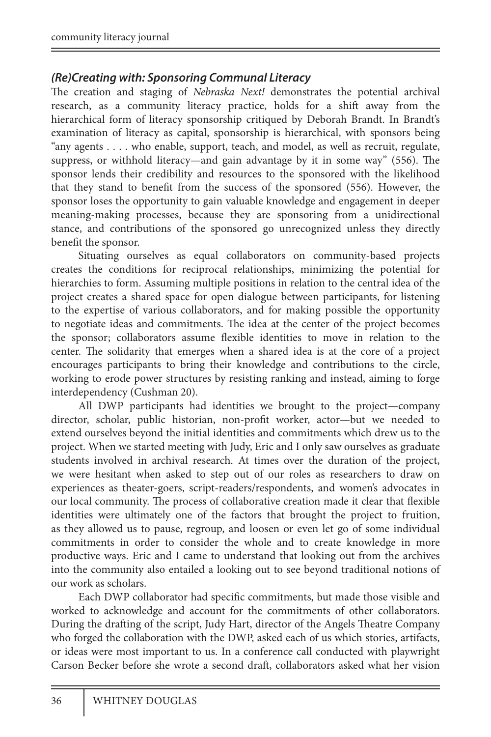### *(Re)Creating with: Sponsoring Communal Literacy*

The creation and staging of *Nebraska Next!* demonstrates the potential archival research, as a community literacy practice, holds for a shift away from the hierarchical form of literacy sponsorship critiqued by Deborah Brandt. In Brandt's examination of literacy as capital, sponsorship is hierarchical, with sponsors being "any agents . . . . who enable, support, teach, and model, as well as recruit, regulate, suppress, or withhold literacy—and gain advantage by it in some way" (556). The sponsor lends their credibility and resources to the sponsored with the likelihood that they stand to benefit from the success of the sponsored (556). However, the sponsor loses the opportunity to gain valuable knowledge and engagement in deeper meaning-making processes, because they are sponsoring from a unidirectional stance, and contributions of the sponsored go unrecognized unless they directly benefit the sponsor.

Situating ourselves as equal collaborators on community-based projects creates the conditions for reciprocal relationships, minimizing the potential for hierarchies to form. Assuming multiple positions in relation to the central idea of the project creates a shared space for open dialogue between participants, for listening to the expertise of various collaborators, and for making possible the opportunity to negotiate ideas and commitments. The idea at the center of the project becomes the sponsor; collaborators assume flexible identities to move in relation to the center. The solidarity that emerges when a shared idea is at the core of a project encourages participants to bring their knowledge and contributions to the circle, working to erode power structures by resisting ranking and instead, aiming to forge interdependency (Cushman 20).

All DWP participants had identities we brought to the project—company director, scholar, public historian, non-profit worker, actor—but we needed to extend ourselves beyond the initial identities and commitments which drew us to the project. When we started meeting with Judy, Eric and I only saw ourselves as graduate students involved in archival research. At times over the duration of the project, we were hesitant when asked to step out of our roles as researchers to draw on experiences as theater-goers, script-readers/respondents, and women's advocates in our local community. The process of collaborative creation made it clear that flexible identities were ultimately one of the factors that brought the project to fruition, as they allowed us to pause, regroup, and loosen or even let go of some individual commitments in order to consider the whole and to create knowledge in more productive ways. Eric and I came to understand that looking out from the archives into the community also entailed a looking out to see beyond traditional notions of our work as scholars.

Each DWP collaborator had specific commitments, but made those visible and worked to acknowledge and account for the commitments of other collaborators. During the drafting of the script, Judy Hart, director of the Angels Theatre Company who forged the collaboration with the DWP, asked each of us which stories, artifacts, or ideas were most important to us. In a conference call conducted with playwright Carson Becker before she wrote a second draft, collaborators asked what her vision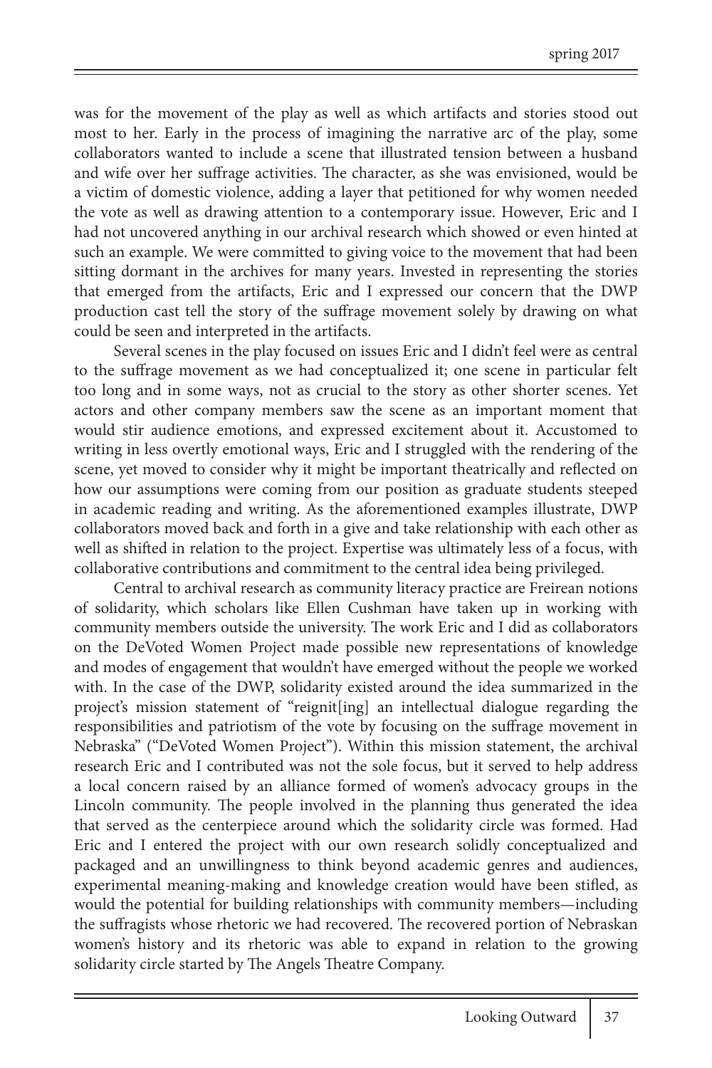was for the movement of the play as well as which artifacts and stories stood out most to her. Early in the process of imagining the narrative arc of the play, some collaborators wanted to include a scene that illustrated tension between a husband and wife over her suffrage activities. The character, as she was envisioned, would be a victim of domestic violence, adding a layer that petitioned for why women needed the vote as well as drawing attention to a contemporary issue. However, Eric and I had not uncovered anything in our archival research which showed or even hinted at such an example. We were committed to giving voice to the movement that had been sitting dormant in the archives for many years. Invested in representing the stories that emerged from the artifacts, Eric and I expressed our concern that the DWP production cast tell the story of the suffrage movement solely by drawing on what could be seen and interpreted in the artifacts.

Several scenes in the play focused on issues Eric and I didn't feel were as central to the suffrage movement as we had conceptualized it; one scene in particular felt too long and in some ways, not as crucial to the story as other shorter scenes. Yet actors and other company members saw the scene as an important moment that would stir audience emotions, and expressed excitement about it. Accustomed to writing in less overtly emotional ways, Eric and I struggled with the rendering of the scene, yet moved to consider why it might be important theatrically and reflected on how our assumptions were coming from our position as graduate students steeped in academic reading and writing. As the aforementioned examples illustrate, DWP collaborators moved back and forth in a give and take relationship with each other as well as shifted in relation to the project. Expertise was ultimately less of a focus, with collaborative contributions and commitment to the central idea being privileged.

Central to archival research as community literacy practice are Freirean notions of solidarity, which scholars like Ellen Cushman have taken up in working with community members outside the university. The work Eric and I did as collaborators on the DeVoted Women Project made possible new representations of knowledge and modes of engagement that wouldn't have emerged without the people we worked with. In the case of the DWP, solidarity existed around the idea summarized in the project's mission statement of "reignit[ing] an intellectual dialogue regarding the responsibilities and patriotism of the vote by focusing on the suffrage movement in Nebraska" ("DeVoted Women Project"). Within this mission statement, the archival research Eric and I contributed was not the sole focus, but it served to help address a local concern raised by an alliance formed of women's advocacy groups in the Lincoln community. The people involved in the planning thus generated the idea that served as the centerpiece around which the solidarity circle was formed. Had Eric and I entered the project with our own research solidly conceptualized and packaged and an unwillingness to think beyond academic genres and audiences, experimental meaning-making and knowledge creation would have been stifled, as would the potential for building relationships with community members—including the suffragists whose rhetoric we had recovered. The recovered portion of Nebraskan women's history and its rhetoric was able to expand in relation to the growing solidarity circle started by The Angels Theatre Company.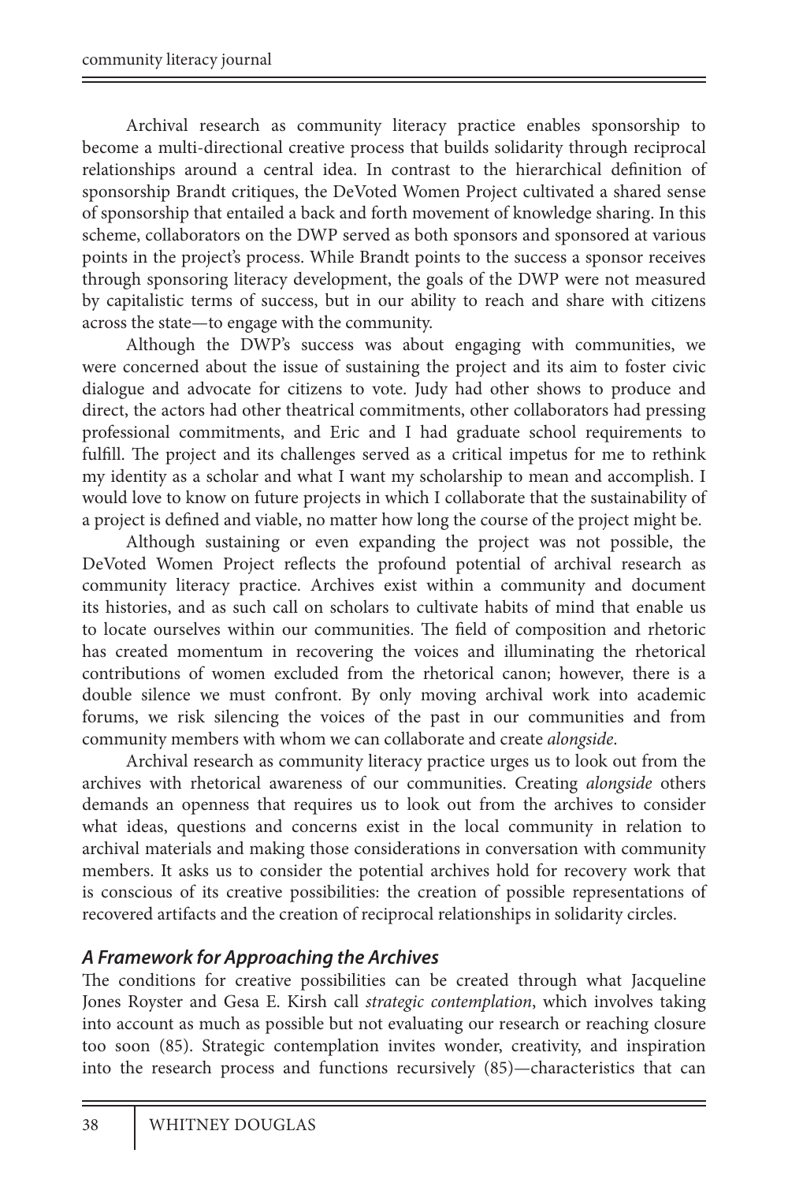Archival research as community literacy practice enables sponsorship to become a multi-directional creative process that builds solidarity through reciprocal relationships around a central idea. In contrast to the hierarchical definition of sponsorship Brandt critiques, the DeVoted Women Project cultivated a shared sense of sponsorship that entailed a back and forth movement of knowledge sharing. In this scheme, collaborators on the DWP served as both sponsors and sponsored at various points in the project's process. While Brandt points to the success a sponsor receives through sponsoring literacy development, the goals of the DWP were not measured by capitalistic terms of success, but in our ability to reach and share with citizens across the state—to engage with the community.

Although the DWP's success was about engaging with communities, we were concerned about the issue of sustaining the project and its aim to foster civic dialogue and advocate for citizens to vote. Judy had other shows to produce and direct, the actors had other theatrical commitments, other collaborators had pressing professional commitments, and Eric and I had graduate school requirements to fulfill. The project and its challenges served as a critical impetus for me to rethink my identity as a scholar and what I want my scholarship to mean and accomplish. I would love to know on future projects in which I collaborate that the sustainability of a project is defined and viable, no matter how long the course of the project might be.

Although sustaining or even expanding the project was not possible, the DeVoted Women Project reflects the profound potential of archival research as community literacy practice. Archives exist within a community and document its histories, and as such call on scholars to cultivate habits of mind that enable us to locate ourselves within our communities. The field of composition and rhetoric has created momentum in recovering the voices and illuminating the rhetorical contributions of women excluded from the rhetorical canon; however, there is a double silence we must confront. By only moving archival work into academic forums, we risk silencing the voices of the past in our communities and from community members with whom we can collaborate and create *alongside*.

Archival research as community literacy practice urges us to look out from the archives with rhetorical awareness of our communities. Creating *alongside* others demands an openness that requires us to look out from the archives to consider what ideas, questions and concerns exist in the local community in relation to archival materials and making those considerations in conversation with community members. It asks us to consider the potential archives hold for recovery work that is conscious of its creative possibilities: the creation of possible representations of recovered artifacts and the creation of reciprocal relationships in solidarity circles.

### *A Framework for Approaching the Archives*

The conditions for creative possibilities can be created through what Jacqueline Jones Royster and Gesa E. Kirsh call *strategic contemplation*, which involves taking into account as much as possible but not evaluating our research or reaching closure too soon (85). Strategic contemplation invites wonder, creativity, and inspiration into the research process and functions recursively (85)—characteristics that can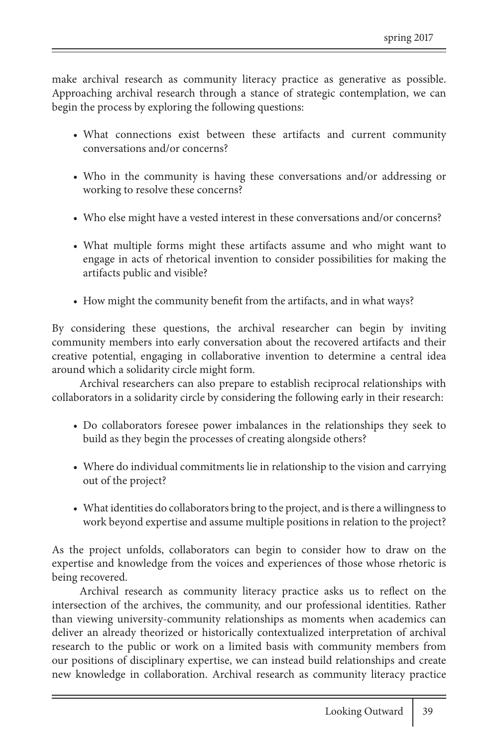make archival research as community literacy practice as generative as possible. Approaching archival research through a stance of strategic contemplation, we can begin the process by exploring the following questions:

- What connections exist between these artifacts and current community conversations and/or concerns?
- Who in the community is having these conversations and/or addressing or working to resolve these concerns?
- Who else might have a vested interest in these conversations and/or concerns?
- What multiple forms might these artifacts assume and who might want to engage in acts of rhetorical invention to consider possibilities for making the artifacts public and visible?
- How might the community benefit from the artifacts, and in what ways?

By considering these questions, the archival researcher can begin by inviting community members into early conversation about the recovered artifacts and their creative potential, engaging in collaborative invention to determine a central idea around which a solidarity circle might form.

Archival researchers can also prepare to establish reciprocal relationships with collaborators in a solidarity circle by considering the following early in their research:

- Do collaborators foresee power imbalances in the relationships they seek to build as they begin the processes of creating alongside others?
- Where do individual commitments lie in relationship to the vision and carrying out of the project?
- What identities do collaborators bring to the project, and is there a willingness to work beyond expertise and assume multiple positions in relation to the project?

As the project unfolds, collaborators can begin to consider how to draw on the expertise and knowledge from the voices and experiences of those whose rhetoric is being recovered.

Archival research as community literacy practice asks us to reflect on the intersection of the archives, the community, and our professional identities. Rather than viewing university-community relationships as moments when academics can deliver an already theorized or historically contextualized interpretation of archival research to the public or work on a limited basis with community members from our positions of disciplinary expertise, we can instead build relationships and create new knowledge in collaboration. Archival research as community literacy practice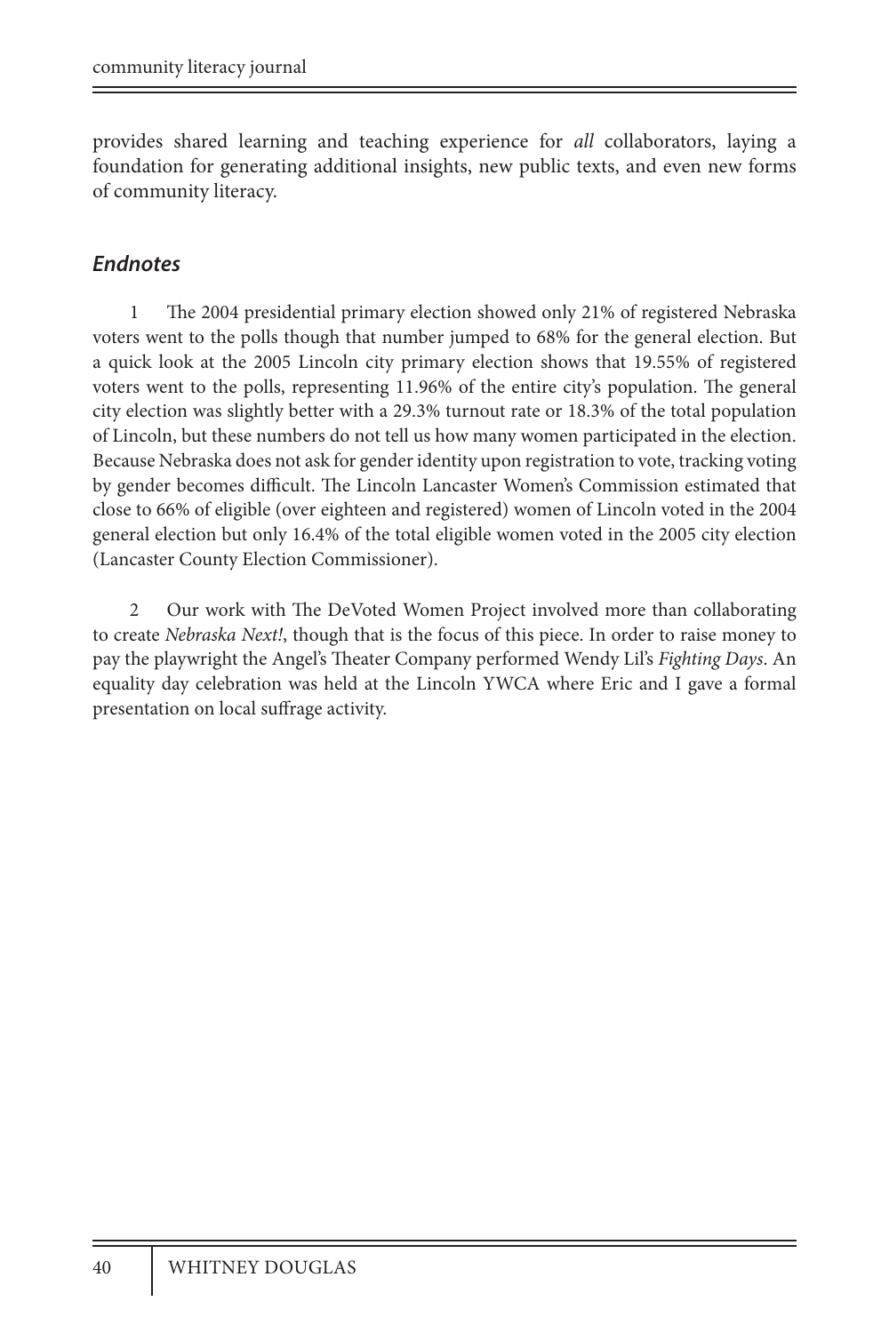provides shared learning and teaching experience for *all* collaborators, laying a foundation for generating additional insights, new public texts, and even new forms of community literacy.

### *Endnotes*

1 The 2004 presidential primary election showed only 21% of registered Nebraska voters went to the polls though that number jumped to 68% for the general election. But a quick look at the 2005 Lincoln city primary election shows that 19.55% of registered voters went to the polls, representing 11.96% of the entire city's population. The general city election was slightly better with a 29.3% turnout rate or 18.3% of the total population of Lincoln, but these numbers do not tell us how many women participated in the election. Because Nebraska does not ask for gender identity upon registration to vote, tracking voting by gender becomes difficult. The Lincoln Lancaster Women's Commission estimated that close to 66% of eligible (over eighteen and registered) women of Lincoln voted in the 2004 general election but only 16.4% of the total eligible women voted in the 2005 city election (Lancaster County Election Commissioner).

2 Our work with The DeVoted Women Project involved more than collaborating to create *Nebraska Next!*, though that is the focus of this piece. In order to raise money to pay the playwright the Angel's Theater Company performed Wendy Lil's *Fighting Days*. An equality day celebration was held at the Lincoln YWCA where Eric and I gave a formal presentation on local suffrage activity.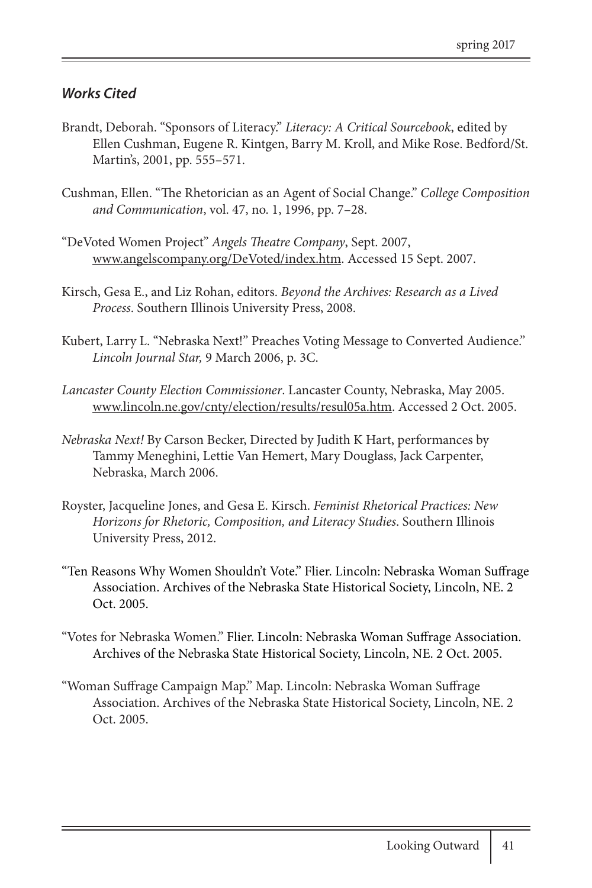### *Works Cited*

Brandt, Deborah. "Sponsors of Literacy." *Literacy: A Critical Sourcebook*, edited by Ellen Cushman, Eugene R. Kintgen, Barry M. Kroll, and Mike Rose. Bedford/St. Martin's, 2001, pp. 555–571.

Cushman, Ellen. "The Rhetorician as an Agent of Social Change." *College Composition and Communication*, vol. 47, no. 1, 1996, pp. 7–28.

"DeVoted Women Project" *Angels Theatre Company*, Sept. 2007, www.angelscompany.org/DeVoted/index.htm. Accessed 15 Sept. 2007.

Kirsch, Gesa E., and Liz Rohan, editors. *Beyond the Archives: Research as a Lived Process*. Southern Illinois University Press, 2008.

Kubert, Larry L. "Nebraska Next!" Preaches Voting Message to Converted Audience." *Lincoln Journal Star,* 9 March 2006, p. 3C.

*Lancaster County Election Commissioner*. Lancaster County, Nebraska, May 2005. www.lincoln.ne.gov/cnty/election/results/resul05a.htm. Accessed 2 Oct. 2005.

*Nebraska Next!* By Carson Becker, Directed by Judith K Hart, performances by Tammy Meneghini, Lettie Van Hemert, Mary Douglass, Jack Carpenter, Nebraska, March 2006.

Royster, Jacqueline Jones, and Gesa E. Kirsch. *Feminist Rhetorical Practices: New Horizons for Rhetoric, Composition, and Literacy Studies*. Southern Illinois University Press, 2012.

"Ten Reasons Why Women Shouldn't Vote." Flier. Lincoln: Nebraska Woman Suffrage Association. Archives of the Nebraska State Historical Society, Lincoln, NE. 2 Oct. 2005.

"Votes for Nebraska Women." Flier. Lincoln: Nebraska Woman Suffrage Association. Archives of the Nebraska State Historical Society, Lincoln, NE. 2 Oct. 2005.

"Woman Suffrage Campaign Map." Map. Lincoln: Nebraska Woman Suffrage Association. Archives of the Nebraska State Historical Society, Lincoln, NE. 2 Oct. 2005.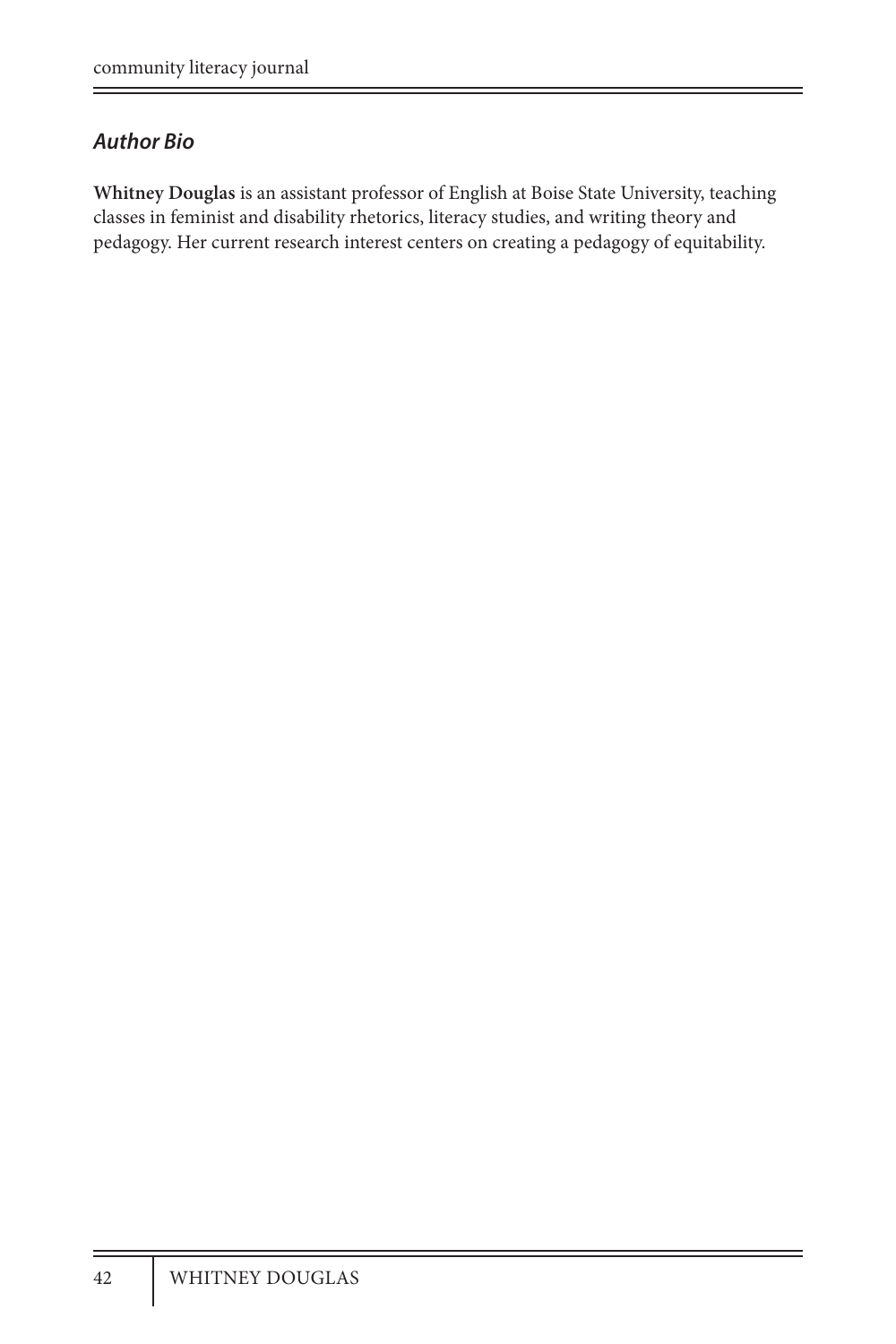## *Author Bio*

**Whitney Douglas** is an assistant professor of English at Boise State University, teaching classes in feminist and disability rhetorics, literacy studies, and writing theory and pedagogy. Her current research interest centers on creating a pedagogy of equitability.